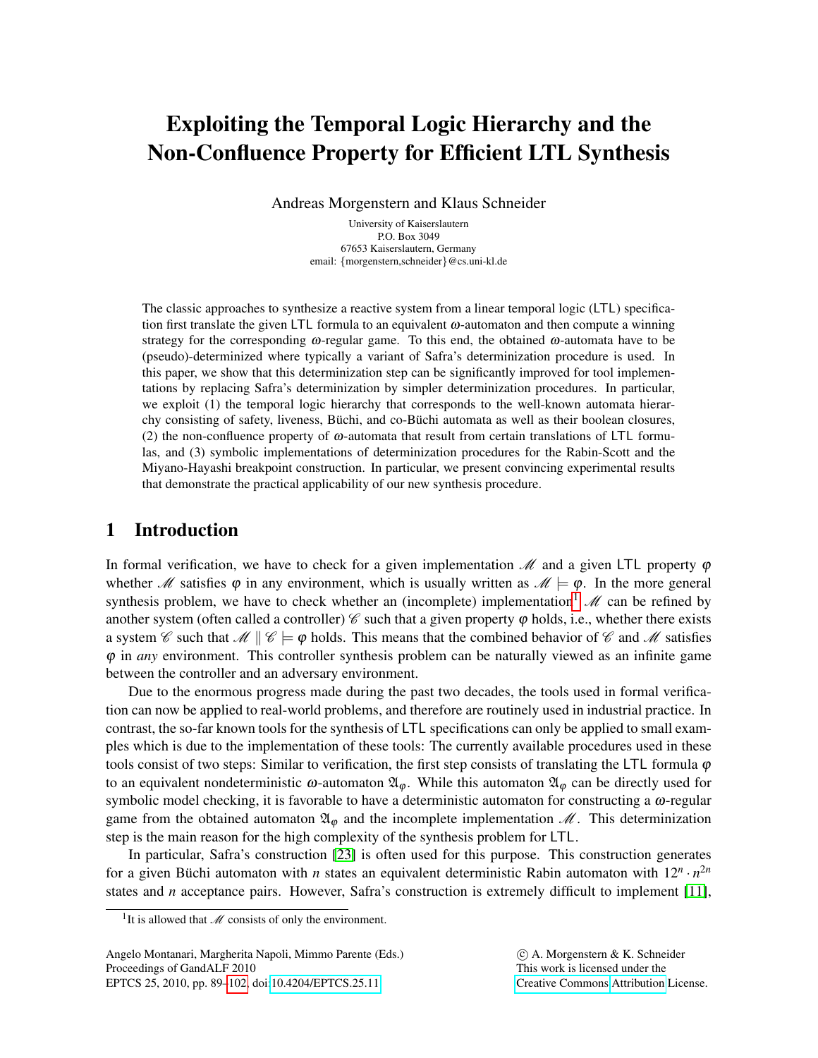# Exploiting the Temporal Logic Hierarchy and the Non-Confluence Property for Efficient LTL Synthesis

Andreas Morgenstern and Klaus Schneider

University of Kaiserslautern
P.O. Box 3049
67653 Kaiserslautern, Germany
email: {morgenstern,schneider}@cs.uni-kl.de

The classic approaches to synthesize a reactive system from a linear temporal logic (LTL) specification first translate the given LTL formula to an equivalent $\omega$-automaton and then compute a winning strategy for the corresponding $\omega$-regular game. To this end, the obtained $\omega$-automata have to be (pseudo)-determinized where typically a variant of Safra's determinization procedure is used. In this paper, we show that this determinization step can be significantly improved for tool implementations by replacing Safra's determinization by simpler determinization procedures. In particular, we exploit (1) the temporal logic hierarchy that corresponds to the well-known automata hierarchy consisting of safety, liveness, Büchi, and co-Büchi automata as well as their boolean closures, (2) the non-confluence property of $\omega$-automata that result from certain translations of LTL formulas, and (3) symbolic implementations of determinization procedures for the Rabin-Scott and the Miyano-Hayashi breakpoint construction. In particular, we present convincing experimental results that demonstrate the practical applicability of our new synthesis procedure.

## 1 Introduction

In formal verification, we have to check for a given implementation $\mathscr{M}$ and a given LTL property $\varphi$ whether $\mathscr{M}$ satisfies $\varphi$ in any environment, which is usually written as $\mathscr{M} \models \varphi$. In the more general synthesis problem, we have to check whether an (incomplete) implementation[1] $\mathscr{M}$ can be refined by another system (often called a controller) $\mathscr{C}$ such that a given property $\varphi$ holds, i.e., whether there exists a system $\mathscr{C}$ such that $\mathscr{M} \parallel \mathscr{C} \models \varphi$ holds. This means that the combined behavior of $\mathscr{C}$ and $\mathscr{M}$ satisfies $\varphi$ in *any* environment. This controller synthesis problem can be naturally viewed as an infinite game between the controller and an adversary environment.

Due to the enormous progress made during the past two decades, the tools used in formal verification can now be applied to real-world problems, and therefore are routinely used in industrial practice. In contrast, the so-far known tools for the synthesis of LTL specifications can only be applied to small examples which is due to the implementation of these tools: The currently available procedures used in these tools consist of two steps: Similar to verification, the first step consists of translating the LTL formula $\varphi$ to an equivalent nondeterministic $\omega$-automaton $\mathfrak{A}_\varphi$. While this automaton $\mathfrak{A}_\varphi$ can be directly used for symbolic model checking, it is favorable to have a deterministic automaton for constructing a $\omega$-regular game from the obtained automaton $\mathfrak{A}_\varphi$ and the incomplete implementation $\mathscr{M}$. This determinization step is the main reason for the high complexity of the synthesis problem for LTL.

In particular, Safra's construction [23] is often used for this purpose. This construction generates for a given Büchi automaton with $n$ states an equivalent deterministic Rabin automaton with $12^n \cdot n^{2n}$ states and $n$ acceptance pairs. However, Safra's construction is extremely difficult to implement [11],

[1] It is allowed that $\mathscr{M}$ consists of only the environment.

Angelo Montanari, Margherita Napoli, Mimmo Parente (Eds.)
Proceedings of GandALF 2010
EPTCS 25, 2010, pp. 89–102, doi:10.4204/EPTCS.25.11

© A. Morgenstern & K. Schneider
This work is licensed under the Creative Commons Attribution License.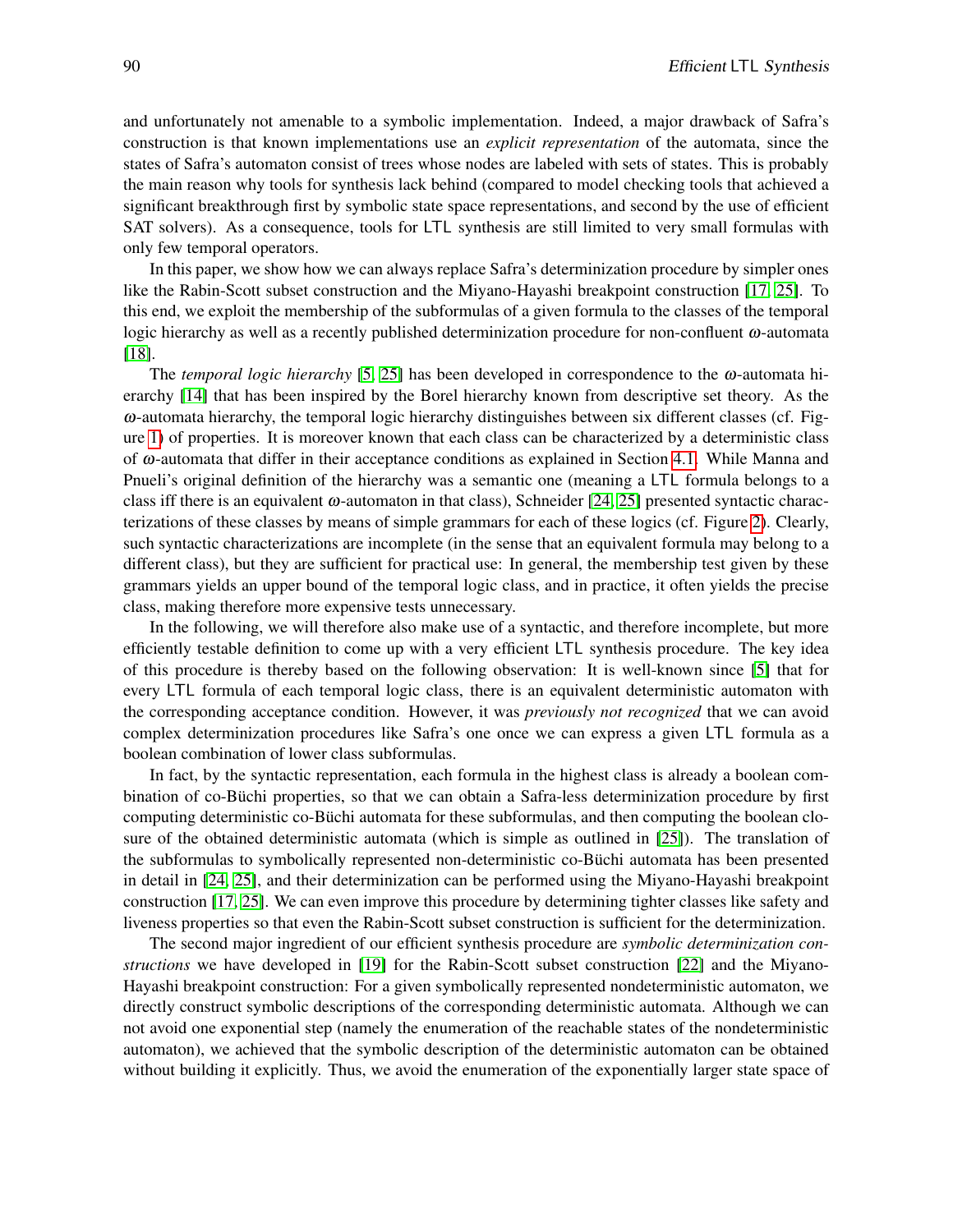and unfortunately not amenable to a symbolic implementation. Indeed, a major drawback of Safra's construction is that known implementations use an *explicit representation* of the automata, since the states of Safra's automaton consist of trees whose nodes are labeled with sets of states. This is probably the main reason why tools for synthesis lack behind (compared to model checking tools that achieved a significant breakthrough first by symbolic state space representations, and second by the use of efficient SAT solvers). As a consequence, tools for LTL synthesis are still limited to very small formulas with only few temporal operators.

In this paper, we show how we can always replace Safra's determinization procedure by simpler ones like the Rabin-Scott subset construction and the Miyano-Hayashi breakpoint construction [17, 25]. To this end, we exploit the membership of the subformulas of a given formula to the classes of the temporal logic hierarchy as well as a recently published determinization procedure for non-confluent $\omega$-automata [18].

The *temporal logic hierarchy* [5, 25] has been developed in correspondence to the $\omega$-automata hierarchy [14] that has been inspired by the Borel hierarchy known from descriptive set theory. As the $\omega$-automata hierarchy, the temporal logic hierarchy distinguishes between six different classes (cf. Figure 1) of properties. It is moreover known that each class can be characterized by a deterministic class of $\omega$-automata that differ in their acceptance conditions as explained in Section 4.1. While Manna and Pnueli's original definition of the hierarchy was a semantic one (meaning a LTL formula belongs to a class iff there is an equivalent $\omega$-automaton in that class), Schneider [24, 25] presented syntactic characterizations of these classes by means of simple grammars for each of these logics (cf. Figure 2). Clearly, such syntactic characterizations are incomplete (in the sense that an equivalent formula may belong to a different class), but they are sufficient for practical use: In general, the membership test given by these grammars yields an upper bound of the temporal logic class, and in practice, it often yields the precise class, making therefore more expensive tests unnecessary.

In the following, we will therefore also make use of a syntactic, and therefore incomplete, but more efficiently testable definition to come up with a very efficient LTL synthesis procedure. The key idea of this procedure is thereby based on the following observation: It is well-known since [5] that for every LTL formula of each temporal logic class, there is an equivalent deterministic automaton with the corresponding acceptance condition. However, it was *previously not recognized* that we can avoid complex determinization procedures like Safra's one once we can express a given LTL formula as a boolean combination of lower class subformulas.

In fact, by the syntactic representation, each formula in the highest class is already a boolean combination of co-Büchi properties, so that we can obtain a Safra-less determinization procedure by first computing deterministic co-Büchi automata for these subformulas, and then computing the boolean closure of the obtained deterministic automata (which is simple as outlined in [25]). The translation of the subformulas to symbolically represented non-deterministic co-Büchi automata has been presented in detail in [24, 25], and their determinization can be performed using the Miyano-Hayashi breakpoint construction [17, 25]. We can even improve this procedure by determining tighter classes like safety and liveness properties so that even the Rabin-Scott subset construction is sufficient for the determinization.

The second major ingredient of our efficient synthesis procedure are *symbolic determinization constructions* we have developed in [19] for the Rabin-Scott subset construction [22] and the Miyano-Hayashi breakpoint construction: For a given symbolically represented nondeterministic automaton, we directly construct symbolic descriptions of the corresponding deterministic automata. Although we can not avoid one exponential step (namely the enumeration of the reachable states of the nondeterministic automaton), we achieved that the symbolic description of the deterministic automaton can be obtained without building it explicitly. Thus, we avoid the enumeration of the exponentially larger state space of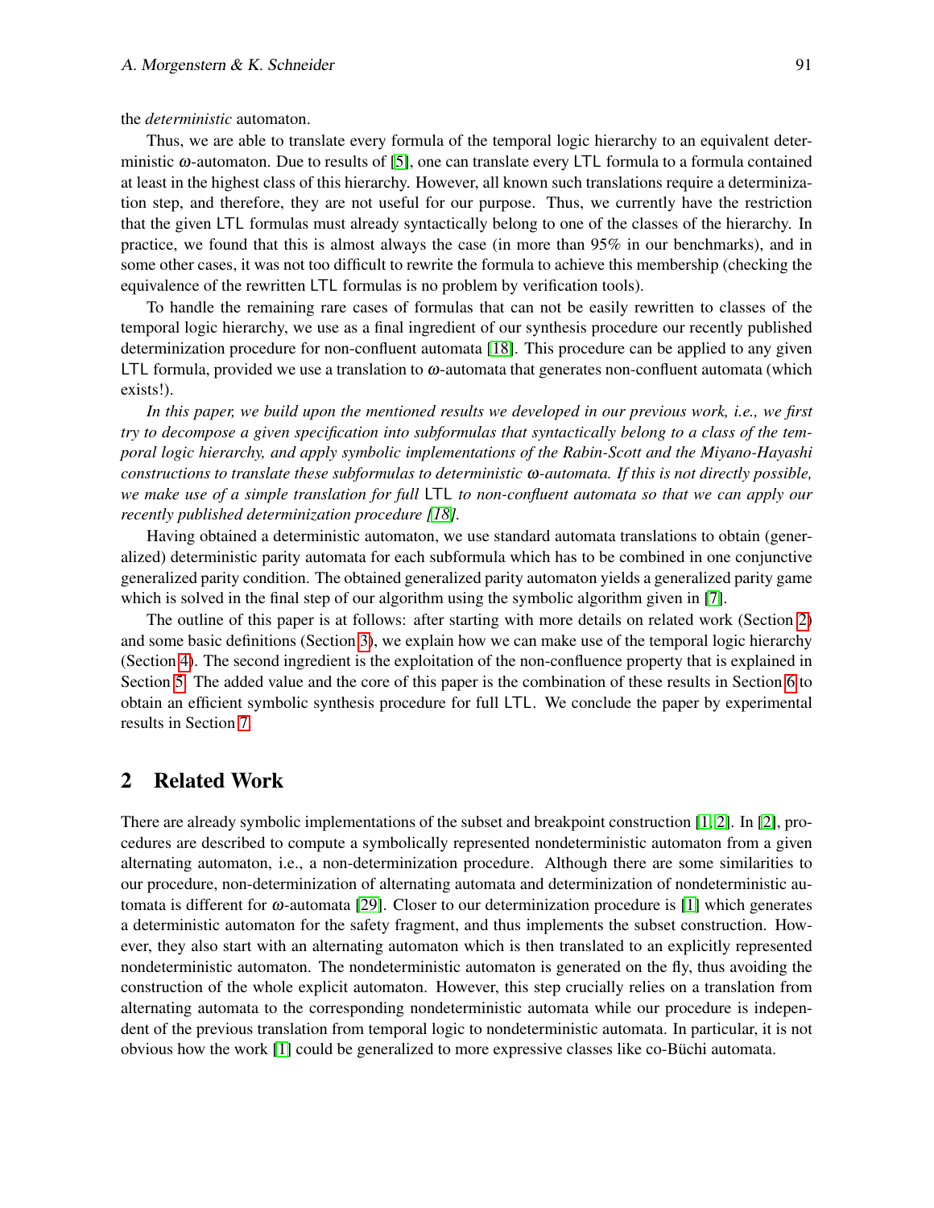the *deterministic* automaton.

Thus, we are able to translate every formula of the temporal logic hierarchy to an equivalent deterministic $\omega$-automaton. Due to results of [5], one can translate every LTL formula to a formula contained at least in the highest class of this hierarchy. However, all known such translations require a determinization step, and therefore, they are not useful for our purpose. Thus, we currently have the restriction that the given LTL formulas must already syntactically belong to one of the classes of the hierarchy. In practice, we found that this is almost always the case (in more than 95% in our benchmarks), and in some other cases, it was not too difficult to rewrite the formula to achieve this membership (checking the equivalence of the rewritten LTL formulas is no problem by verification tools).

To handle the remaining rare cases of formulas that can not be easily rewritten to classes of the temporal logic hierarchy, we use as a final ingredient of our synthesis procedure our recently published determinization procedure for non-confluent automata [18]. This procedure can be applied to any given LTL formula, provided we use a translation to $\omega$-automata that generates non-confluent automata (which exists!).

*In this paper, we build upon the mentioned results we developed in our previous work, i.e., we first try to decompose a given specification into subformulas that syntactically belong to a class of the temporal logic hierarchy, and apply symbolic implementations of the Rabin-Scott and the Miyano-Hayashi constructions to translate these subformulas to deterministic $\omega$-automata. If this is not directly possible, we make use of a simple translation for full* LTL *to non-confluent automata so that we can apply our recently published determinization procedure [18].*

Having obtained a deterministic automaton, we use standard automata translations to obtain (generalized) deterministic parity automata for each subformula which has to be combined in one conjunctive generalized parity condition. The obtained generalized parity automaton yields a generalized parity game which is solved in the final step of our algorithm using the symbolic algorithm given in [7].

The outline of this paper is at follows: after starting with more details on related work (Section 2) and some basic definitions (Section 3), we explain how we can make use of the temporal logic hierarchy (Section 4). The second ingredient is the exploitation of the non-confluence property that is explained in Section 5. The added value and the core of this paper is the combination of these results in Section 6 to obtain an efficient symbolic synthesis procedure for full LTL. We conclude the paper by experimental results in Section 7.

## 2 Related Work

There are already symbolic implementations of the subset and breakpoint construction [1, 2]. In [2], procedures are described to compute a symbolically represented nondeterministic automaton from a given alternating automaton, i.e., a non-determinization procedure. Although there are some similarities to our procedure, non-determinization of alternating automata and determinization of nondeterministic automata is different for $\omega$-automata [29]. Closer to our determinization procedure is [1] which generates a deterministic automaton for the safety fragment, and thus implements the subset construction. However, they also start with an alternating automaton which is then translated to an explicitly represented nondeterministic automaton. The nondeterministic automaton is generated on the fly, thus avoiding the construction of the whole explicit automaton. However, this step crucially relies on a translation from alternating automata to the corresponding nondeterministic automata while our procedure is independent of the previous translation from temporal logic to nondeterministic automata. In particular, it is not obvious how the work [1] could be generalized to more expressive classes like co-Büchi automata.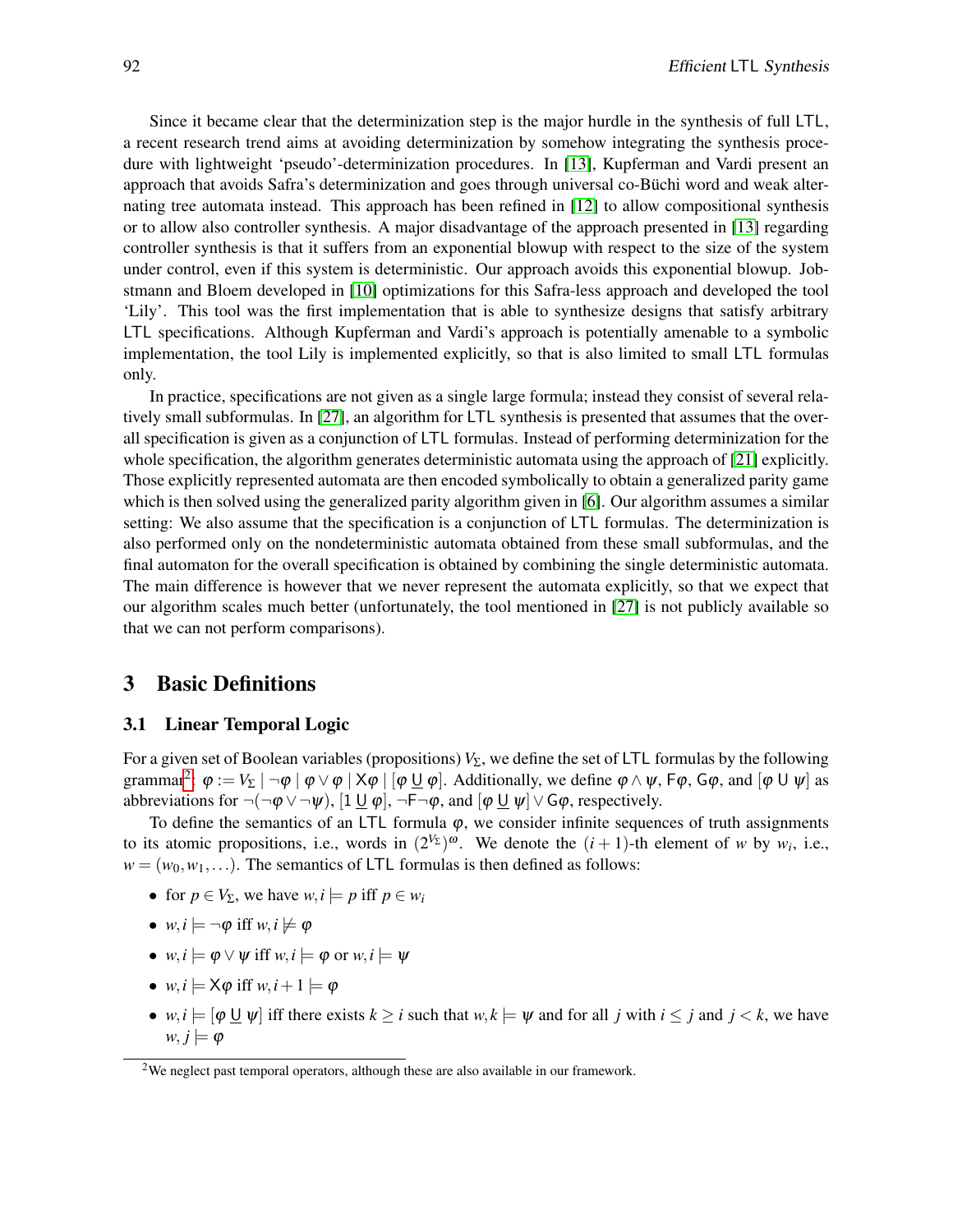Since it became clear that the determinization step is the major hurdle in the synthesis of full LTL, a recent research trend aims at avoiding determinization by somehow integrating the synthesis procedure with lightweight 'pseudo'-determinization procedures. In [13], Kupferman and Vardi present an approach that avoids Safra's determinization and goes through universal co-Büchi word and weak alternating tree automata instead. This approach has been refined in [12] to allow compositional synthesis or to allow also controller synthesis. A major disadvantage of the approach presented in [13] regarding controller synthesis is that it suffers from an exponential blowup with respect to the size of the system under control, even if this system is deterministic. Our approach avoids this exponential blowup. Jobstmann and Bloem developed in [10] optimizations for this Safra-less approach and developed the tool 'Lily'. This tool was the first implementation that is able to synthesize designs that satisfy arbitrary LTL specifications. Although Kupferman and Vardi's approach is potentially amenable to a symbolic implementation, the tool Lily is implemented explicitly, so that is also limited to small LTL formulas only.

In practice, specifications are not given as a single large formula; instead they consist of several relatively small subformulas. In [27], an algorithm for LTL synthesis is presented that assumes that the overall specification is given as a conjunction of LTL formulas. Instead of performing determinization for the whole specification, the algorithm generates deterministic automata using the approach of [21] explicitly. Those explicitly represented automata are then encoded symbolically to obtain a generalized parity game which is then solved using the generalized parity algorithm given in [6]. Our algorithm assumes a similar setting: We also assume that the specification is a conjunction of LTL formulas. The determinization is also performed only on the nondeterministic automata obtained from these small subformulas, and the final automaton for the overall specification is obtained by combining the single deterministic automata. The main difference is however that we never represent the automata explicitly, so that we expect that our algorithm scales much better (unfortunately, the tool mentioned in [27] is not publicly available so that we can not perform comparisons).

## 3 Basic Definitions

### 3.1 Linear Temporal Logic

For a given set of Boolean variables (propositions) $V_\Sigma$, we define the set of LTL formulas by the following grammar[2]: $\varphi := V_\Sigma \mid \neg\varphi \mid \varphi \vee \varphi \mid \mathsf{X}\varphi \mid [\varphi\ \underline{\mathsf{U}}\ \varphi]$. Additionally, we define $\varphi \wedge \psi$, $\mathsf{F}\varphi$, $\mathsf{G}\varphi$, and $[\varphi\ \mathsf{U}\ \psi]$ as abbreviations for $\neg(\neg\varphi \vee \neg\psi)$, $[1\ \underline{\mathsf{U}}\ \varphi]$, $\neg\mathsf{F}\neg\varphi$, and $[\varphi\ \underline{\mathsf{U}}\ \psi] \vee \mathsf{G}\varphi$, respectively.

To define the semantics of an LTL formula $\varphi$, we consider infinite sequences of truth assignments to its atomic propositions, i.e., words in $(2^{V_\Sigma})^\omega$. We denote the $(i+1)$-th element of $w$ by $w_i$, i.e., $w = (w_0, w_1, \ldots)$. The semantics of LTL formulas is then defined as follows:

- for $p \in V_\Sigma$, we have $w, i \models p$ iff $p \in w_i$
- $w, i \models \neg\varphi$ iff $w, i \not\models \varphi$
- $w, i \models \varphi \vee \psi$ iff $w, i \models \varphi$ or $w, i \models \psi$
- $w, i \models \mathsf{X}\varphi$ iff $w, i+1 \models \varphi$
- $w, i \models [\varphi\ \underline{\mathsf{U}}\ \psi]$ iff there exists $k \geq i$ such that $w, k \models \psi$ and for all $j$ with $i \leq j$ and $j < k$, we have $w, j \models \varphi$

[2] We neglect past temporal operators, although these are also available in our framework.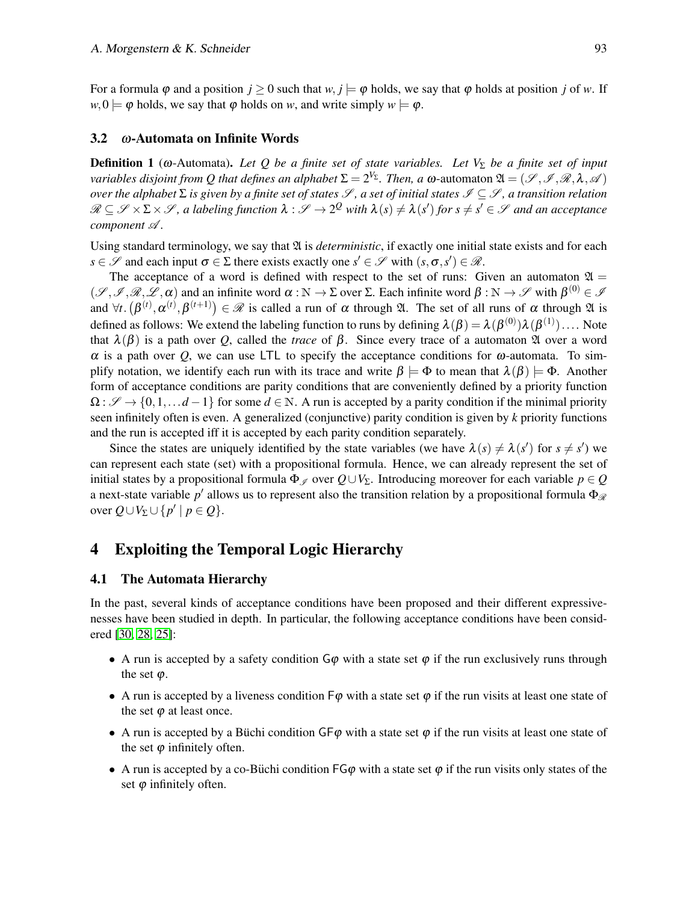For a formula $\varphi$ and a position $j \geq 0$ such that $w, j \models \varphi$ holds, we say that $\varphi$ holds at position $j$ of $w$. If $w, 0 \models \varphi$ holds, we say that $\varphi$ holds on $w$, and write simply $w \models \varphi$.

### 3.2 $\omega$-Automata on Infinite Words

**Definition 1** ($\omega$-Automata). *Let $Q$ be a finite set of state variables. Let $V_\Sigma$ be a finite set of input variables disjoint from $Q$ that defines an alphabet $\Sigma = 2^{V_\Sigma}$. Then, a* $\omega$-automaton $\mathfrak{A} = (\mathscr{S}, \mathscr{I}, \mathscr{R}, \lambda, \mathscr{A})$ *over the alphabet $\Sigma$ is given by a finite set of states $\mathscr{S}$, a set of initial states $\mathscr{I} \subseteq \mathscr{S}$, a transition relation $\mathscr{R} \subseteq \mathscr{S} \times \Sigma \times \mathscr{S}$, a labeling function $\lambda : \mathscr{S} \to 2^Q$ with $\lambda(s) \neq \lambda(s')$ for $s \neq s' \in \mathscr{S}$ and an acceptance component $\mathscr{A}$.*

Using standard terminology, we say that $\mathfrak{A}$ is *deterministic*, if exactly one initial state exists and for each $s \in \mathscr{S}$ and each input $\sigma \in \Sigma$ there exists exactly one $s' \in \mathscr{S}$ with $(s, \sigma, s') \in \mathscr{R}$.

The acceptance of a word is defined with respect to the set of runs: Given an automaton $\mathfrak{A} = (\mathscr{S}, \mathscr{I}, \mathscr{R}, \mathscr{L}, \alpha)$ and an infinite word $\alpha : \mathbb{N} \to \Sigma$ over $\Sigma$. Each infinite word $\beta : \mathbb{N} \to \mathscr{S}$ with $\beta^{(0)} \in \mathscr{I}$ and $\forall t. \left(\beta^{(t)}, \alpha^{(t)}, \beta^{(t+1)}\right) \in \mathscr{R}$ is called a run of $\alpha$ through $\mathfrak{A}$. The set of all runs of $\alpha$ through $\mathfrak{A}$ is defined as follows: We extend the labeling function to runs by defining $\lambda(\beta) = \lambda(\beta^{(0)})\lambda(\beta^{(1)})\ldots$. Note that $\lambda(\beta)$ is a path over $Q$, called the *trace* of $\beta$. Since every trace of a automaton $\mathfrak{A}$ over a word $\alpha$ is a path over $Q$, we can use LTL to specify the acceptance conditions for $\omega$-automata. To simplify notation, we identify each run with its trace and write $\beta \models \Phi$ to mean that $\lambda(\beta) \models \Phi$. Another form of acceptance conditions are parity conditions that are conveniently defined by a priority function $\Omega : \mathscr{S} \to \{0, 1, \ldots d-1\}$ for some $d \in \mathbb{N}$. A run is accepted by a parity condition if the minimal priority seen infinitely often is even. A generalized (conjunctive) parity condition is given by $k$ priority functions and the run is accepted iff it is accepted by each parity condition separately.

Since the states are uniquely identified by the state variables (we have $\lambda(s) \neq \lambda(s')$ for $s \neq s'$) we can represent each state (set) with a propositional formula. Hence, we can already represent the set of initial states by a propositional formula $\Phi_{\mathscr{I}}$ over $Q \cup V_\Sigma$. Introducing moreover for each variable $p \in Q$ a next-state variable $p'$ allows us to represent also the transition relation by a propositional formula $\Phi_{\mathscr{R}}$ over $Q \cup V_\Sigma \cup \{p' \mid p \in Q\}$.

## 4 Exploiting the Temporal Logic Hierarchy

### 4.1 The Automata Hierarchy

In the past, several kinds of acceptance conditions have been proposed and their different expressivenesses have been studied in depth. In particular, the following acceptance conditions have been considered [30, 28, 25]:

- A run is accepted by a safety condition $\mathsf{G}\varphi$ with a state set $\varphi$ if the run exclusively runs through the set $\varphi$.
- A run is accepted by a liveness condition $\mathsf{F}\varphi$ with a state set $\varphi$ if the run visits at least one state of the set $\varphi$ at least once.
- A run is accepted by a Büchi condition $\mathsf{GF}\varphi$ with a state set $\varphi$ if the run visits at least one state of the set $\varphi$ infinitely often.
- A run is accepted by a co-Büchi condition $\mathsf{FG}\varphi$ with a state set $\varphi$ if the run visits only states of the set $\varphi$ infinitely often.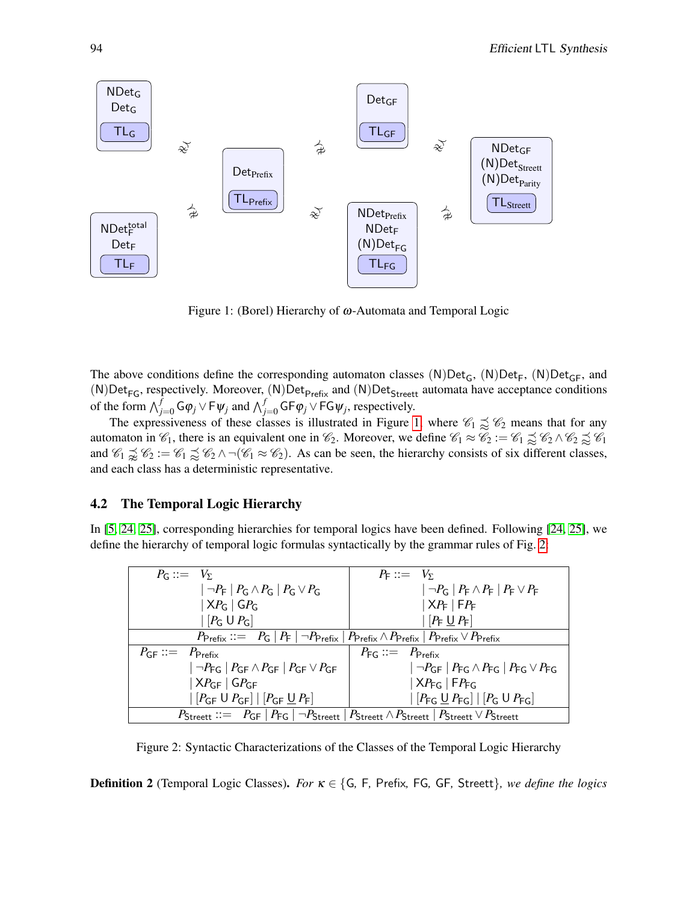Figure 1: (Borel) Hierarchy of $\omega$-Automata and Temporal Logic

The above conditions define the corresponding automaton classes $(\mathsf{N})\mathsf{Det}_{\mathsf{G}}$, $(\mathsf{N})\mathsf{Det}_{\mathsf{F}}$, $(\mathsf{N})\mathsf{Det}_{\mathsf{GF}}$, and $(\mathsf{N})\mathsf{Det}_{\mathsf{FG}}$, respectively. Moreover, $(\mathsf{N})\mathsf{Det}_{\mathsf{Prefix}}$ and $(\mathsf{N})\mathsf{Det}_{\mathsf{Streett}}$ automata have acceptance conditions of the form $\bigwedge_{j=0}^{f} \mathsf{G}\varphi_j \vee \mathsf{F}\psi_j$ and $\bigwedge_{j=0}^{f} \mathsf{GF}\varphi_j \vee \mathsf{FG}\psi_j$, respectively.

The expressiveness of these classes is illustrated in Figure 1, where $\mathscr{C}_1 \precapprox \mathscr{C}_2$ means that for any automaton in $\mathscr{C}_1$, there is an equivalent one in $\mathscr{C}_2$. Moreover, we define $\mathscr{C}_1 \approx \mathscr{C}_2 := \mathscr{C}_1 \precapprox \mathscr{C}_2 \wedge \mathscr{C}_2 \precapprox \mathscr{C}_1$ and $\mathscr{C}_1 \precnapprox \mathscr{C}_2 := \mathscr{C}_1 \precapprox \mathscr{C}_2 \wedge \neg(\mathscr{C}_1 \approx \mathscr{C}_2)$. As can be seen, the hierarchy consists of six different classes, and each class has a deterministic representative.

### 4.2 The Temporal Logic Hierarchy

In [5, 24, 25], corresponding hierarchies for temporal logics have been defined. Following [24, 25], we define the hierarchy of temporal logic formulas syntactically by the grammar rules of Fig. 2:

| | |
|---|---|
| $P_{\mathsf{G}} ::= V_\Sigma$ $\mid \neg P_{\mathsf{F}} \mid P_{\mathsf{G}} \wedge P_{\mathsf{G}} \mid P_{\mathsf{G}} \vee P_{\mathsf{G}}$ $\mid \mathsf{X}P_{\mathsf{G}} \mid \mathsf{G}P_{\mathsf{G}}$ $\mid [P_{\mathsf{G}}\ \mathsf{U}\ P_{\mathsf{G}}]$ | $P_{\mathsf{F}} ::= V_\Sigma$ $\mid \neg P_{\mathsf{G}} \mid P_{\mathsf{F}} \wedge P_{\mathsf{F}} \mid P_{\mathsf{F}} \vee P_{\mathsf{F}}$ $\mid \mathsf{X}P_{\mathsf{F}} \mid \mathsf{F}P_{\mathsf{F}}$ $\mid [P_{\mathsf{F}}\ \underline{\mathsf{U}}\ P_{\mathsf{F}}]$ |
| $P_{\mathsf{Prefix}} ::= P_{\mathsf{G}} \mid P_{\mathsf{F}} \mid \neg P_{\mathsf{Prefix}} \mid P_{\mathsf{Prefix}} \wedge P_{\mathsf{Prefix}} \mid P_{\mathsf{Prefix}} \vee P_{\mathsf{Prefix}}$ | |
| $P_{\mathsf{GF}} ::= P_{\mathsf{Prefix}}$ $\mid \neg P_{\mathsf{FG}} \mid P_{\mathsf{GF}} \wedge P_{\mathsf{GF}} \mid P_{\mathsf{GF}} \vee P_{\mathsf{GF}}$ $\mid \mathsf{X}P_{\mathsf{GF}} \mid \mathsf{G}P_{\mathsf{GF}}$ $\mid [P_{\mathsf{GF}}\ \mathsf{U}\ P_{\mathsf{GF}}] \mid [P_{\mathsf{GF}}\ \underline{\mathsf{U}}\ P_{\mathsf{F}}]$ | $P_{\mathsf{FG}} ::= P_{\mathsf{Prefix}}$ $\mid \neg P_{\mathsf{GF}} \mid P_{\mathsf{FG}} \wedge P_{\mathsf{FG}} \mid P_{\mathsf{FG}} \vee P_{\mathsf{FG}}$ $\mid \mathsf{X}P_{\mathsf{FG}} \mid \mathsf{F}P_{\mathsf{FG}}$ $\mid [P_{\mathsf{FG}}\ \underline{\mathsf{U}}\ P_{\mathsf{FG}}] \mid [P_{\mathsf{G}}\ \mathsf{U}\ P_{\mathsf{FG}}]$ |
| $P_{\mathsf{Streett}} ::= P_{\mathsf{GF}} \mid P_{\mathsf{FG}} \mid \neg P_{\mathsf{Streett}} \mid P_{\mathsf{Streett}} \wedge P_{\mathsf{Streett}} \mid P_{\mathsf{Streett}} \vee P_{\mathsf{Streett}}$ | |

Figure 2: Syntactic Characterizations of the Classes of the Temporal Logic Hierarchy

**Definition 2** (Temporal Logic Classes)**.** *For* $\kappa \in \{\mathsf{G},\ \mathsf{F},\ \mathsf{Prefix},\ \mathsf{FG},\ \mathsf{GF},\ \mathsf{Streett}\}$*, we define the logics*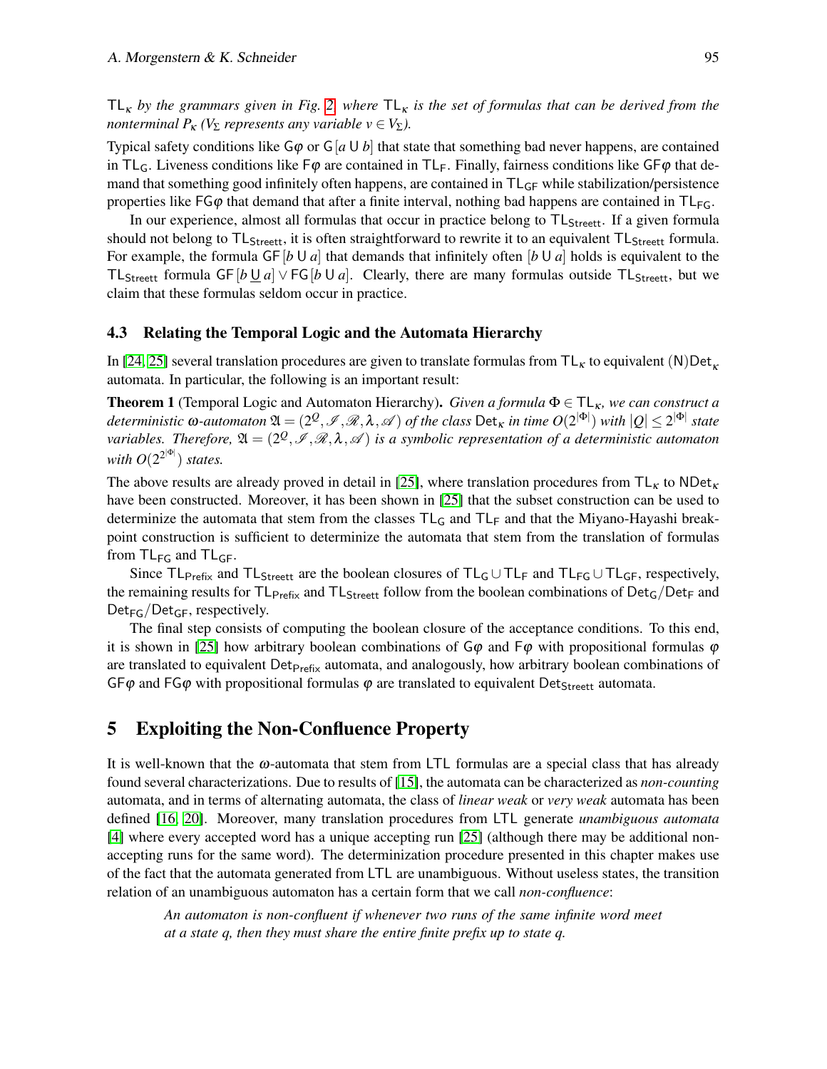$\mathsf{TL}_\kappa$ *by the grammars given in Fig. 2, where* $\mathsf{TL}_\kappa$ *is the set of formulas that can be derived from the nonterminal* $P_\kappa$ *(*$V_\Sigma$ *represents any variable* $v \in V_\Sigma$*).*

Typical safety conditions like $\mathsf{G}\varphi$ or $\mathsf{G}[a \mathsf{U} b]$ that state that something bad never happens, are contained in $\mathsf{TL}_\mathsf{G}$. Liveness conditions like $\mathsf{F}\varphi$ are contained in $\mathsf{TL}_\mathsf{F}$. Finally, fairness conditions like $\mathsf{GF}\varphi$ that demand that something good infinitely often happens, are contained in $\mathsf{TL}_\mathsf{GF}$ while stabilization/persistence properties like $\mathsf{FG}\varphi$ that demand that after a finite interval, nothing bad happens are contained in $\mathsf{TL}_\mathsf{FG}$.

In our experience, almost all formulas that occur in practice belong to $\mathsf{TL}_\mathsf{Streett}$. If a given formula should not belong to $\mathsf{TL}_\mathsf{Streett}$, it is often straightforward to rewrite it to an equivalent $\mathsf{TL}_\mathsf{Streett}$ formula. For example, the formula $\mathsf{GF}[b \mathsf{U} a]$ that demands that infinitely often $[b \mathsf{U} a]$ holds is equivalent to the $\mathsf{TL}_\mathsf{Streett}$ formula $\mathsf{GF}[b \underline{\mathsf{U}} a] \vee \mathsf{FG}[b \mathsf{U} a]$. Clearly, there are many formulas outside $\mathsf{TL}_\mathsf{Streett}$, but we claim that these formulas seldom occur in practice.

### 4.3 Relating the Temporal Logic and the Automata Hierarchy

In [24, 25] several translation procedures are given to translate formulas from $\mathsf{TL}_\kappa$ to equivalent $(\mathsf{N})\mathsf{Det}_\kappa$ automata. In particular, the following is an important result:

**Theorem 1** (Temporal Logic and Automaton Hierarchy)**.** *Given a formula* $\Phi \in \mathsf{TL}_\kappa$*, we can construct a deterministic* $\omega$*-automaton* $\mathfrak{A} = (2^Q, \mathscr{I}, \mathscr{R}, \lambda, \mathscr{A})$ *of the class* $\mathsf{Det}_\kappa$ *in time* $O(2^{|\Phi|})$ *with* $|Q| \leq 2^{|\Phi|}$ *state variables. Therefore,* $\mathfrak{A} = (2^Q, \mathscr{I}, \mathscr{R}, \lambda, \mathscr{A})$ *is a symbolic representation of a deterministic automaton with* $O(2^{2^{|\Phi|}})$ *states.*

The above results are already proved in detail in [25], where translation procedures from $\mathsf{TL}_\kappa$ to $\mathsf{NDet}_\kappa$ have been constructed. Moreover, it has been shown in [25] that the subset construction can be used to determinize the automata that stem from the classes $\mathsf{TL}_\mathsf{G}$ and $\mathsf{TL}_\mathsf{F}$ and that the Miyano-Hayashi breakpoint construction is sufficient to determinize the automata that stem from the translation of formulas from $\mathsf{TL}_\mathsf{FG}$ and $\mathsf{TL}_\mathsf{GF}$.

Since $\mathsf{TL}_\mathsf{Prefix}$ and $\mathsf{TL}_\mathsf{Streett}$ are the boolean closures of $\mathsf{TL}_\mathsf{G} \cup \mathsf{TL}_\mathsf{F}$ and $\mathsf{TL}_\mathsf{FG} \cup \mathsf{TL}_\mathsf{GF}$, respectively, the remaining results for $\mathsf{TL}_\mathsf{Prefix}$ and $\mathsf{TL}_\mathsf{Streett}$ follow from the boolean combinations of $\mathsf{Det}_\mathsf{G}/\mathsf{Det}_\mathsf{F}$ and $\mathsf{Det}_\mathsf{FG}/\mathsf{Det}_\mathsf{GF}$, respectively.

The final step consists of computing the boolean closure of the acceptance conditions. To this end, it is shown in [25] how arbitrary boolean combinations of $\mathsf{G}\varphi$ and $\mathsf{F}\varphi$ with propositional formulas $\varphi$ are translated to equivalent $\mathsf{Det}_\mathsf{Prefix}$ automata, and analogously, how arbitrary boolean combinations of $\mathsf{GF}\varphi$ and $\mathsf{FG}\varphi$ with propositional formulas $\varphi$ are translated to equivalent $\mathsf{Det}_\mathsf{Streett}$ automata.

## 5 Exploiting the Non-Confluence Property

It is well-known that the $\omega$-automata that stem from $\mathsf{LTL}$ formulas are a special class that has already found several characterizations. Due to results of [15], the automata can be characterized as *non-counting* automata, and in terms of alternating automata, the class of *linear weak* or *very weak* automata has been defined [16, 20]. Moreover, many translation procedures from $\mathsf{LTL}$ generate *unambiguous automata* [4] where every accepted word has a unique accepting run [25] (although there may be additional non-accepting runs for the same word). The determinization procedure presented in this chapter makes use of the fact that the automata generated from $\mathsf{LTL}$ are unambiguous. Without useless states, the transition relation of an unambiguous automaton has a certain form that we call *non-confluence*:

> *An automaton is non-confluent if whenever two runs of the same infinite word meet at a state q, then they must share the entire finite prefix up to state q.*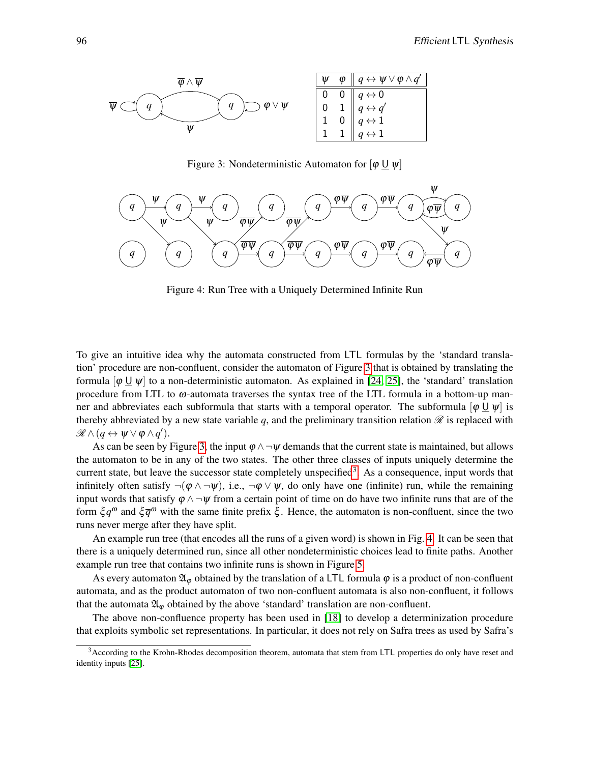| $\psi$ | $\varphi$ | $q \leftrightarrow \psi \vee \varphi \wedge q'$ |
|---|---|---|
| 0 | 0 | $q \leftrightarrow 0$ |
| 0 | 1 | $q \leftrightarrow q'$ |
| 1 | 0 | $q \leftrightarrow 1$ |
| 1 | 1 | $q \leftrightarrow 1$ |

Figure 3: Nondeterministic Automaton for $[\varphi\ \underline{\mathsf{U}}\ \psi]$

Figure 4: Run Tree with a Uniquely Determined Infinite Run

To give an intuitive idea why the automata constructed from LTL formulas by the 'standard translation' procedure are non-confluent, consider the automaton of Figure 3 that is obtained by translating the formula $[\varphi\ \underline{\mathsf{U}}\ \psi]$ to a non-deterministic automaton. As explained in [24, 25], the 'standard' translation procedure from LTL to $\omega$-automata traverses the syntax tree of the LTL formula in a bottom-up manner and abbreviates each subformula that starts with a temporal operator. The subformula $[\varphi\ \underline{\mathsf{U}}\ \psi]$ is thereby abbreviated by a new state variable $q$, and the preliminary transition relation $\mathscr{R}$ is replaced with $\mathscr{R} \wedge (q \leftrightarrow \psi \vee \varphi \wedge q')$.

As can be seen by Figure 3, the input $\varphi \wedge \neg\psi$ demands that the current state is maintained, but allows the automaton to be in any of the two states. The other three classes of inputs uniquely determine the current state, but leave the successor state completely unspecified[3]. As a consequence, input words that infinitely often satisfy $\neg(\varphi \wedge \neg\psi)$, i.e., $\neg\varphi \vee \psi$, do only have one (infinite) run, while the remaining input words that satisfy $\varphi \wedge \neg\psi$ from a certain point of time on do have two infinite runs that are of the form $\xi q^\omega$ and $\xi \overline{q}^\omega$ with the same finite prefix $\xi$. Hence, the automaton is non-confluent, since the two runs never merge after they have split.

An example run tree (that encodes all the runs of a given word) is shown in Fig. 4. It can be seen that there is a uniquely determined run, since all other nondeterministic choices lead to finite paths. Another example run tree that contains two infinite runs is shown in Figure 5.

As every automaton $\mathfrak{A}_\varphi$ obtained by the translation of a LTL formula $\varphi$ is a product of non-confluent automata, and as the product automaton of two non-confluent automata is also non-confluent, it follows that the automata $\mathfrak{A}_\varphi$ obtained by the above 'standard' translation are non-confluent.

The above non-confluence property has been used in [18] to develop a determinization procedure that exploits symbolic set representations. In particular, it does not rely on Safra trees as used by Safra's

[3] According to the Krohn-Rhodes decomposition theorem, automata that stem from LTL properties do only have reset and identity inputs [25].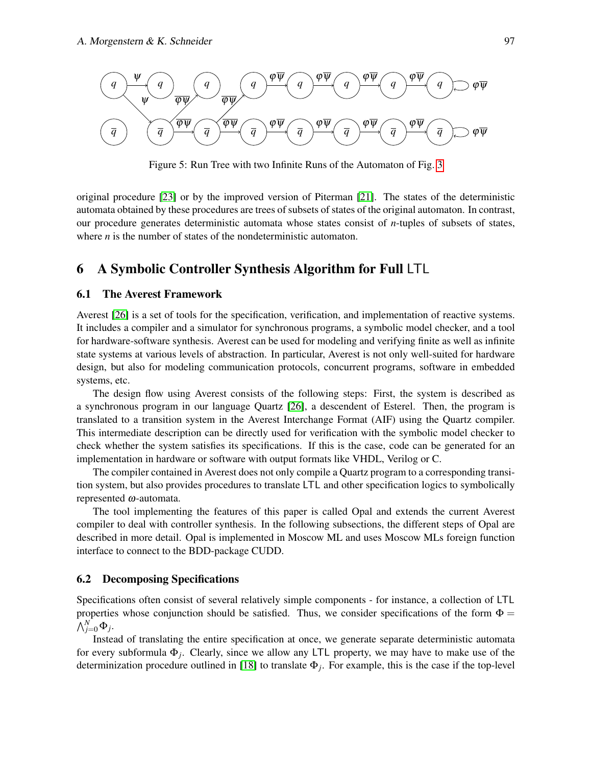Figure 5: Run Tree with two Infinite Runs of the Automaton of Fig. 3

original procedure [23] or by the improved version of Piterman [21]. The states of the deterministic automata obtained by these procedures are trees of subsets of states of the original automaton. In contrast, our procedure generates deterministic automata whose states consist of $n$-tuples of subsets of states, where $n$ is the number of states of the nondeterministic automaton.

## 6 A Symbolic Controller Synthesis Algorithm for Full LTL

### 6.1 The Averest Framework

Averest [26] is a set of tools for the specification, verification, and implementation of reactive systems. It includes a compiler and a simulator for synchronous programs, a symbolic model checker, and a tool for hardware-software synthesis. Averest can be used for modeling and verifying finite as well as infinite state systems at various levels of abstraction. In particular, Averest is not only well-suited for hardware design, but also for modeling communication protocols, concurrent programs, software in embedded systems, etc.

The design flow using Averest consists of the following steps: First, the system is described as a synchronous program in our language Quartz [26], a descendent of Esterel. Then, the program is translated to a transition system in the Averest Interchange Format (AIF) using the Quartz compiler. This intermediate description can be directly used for verification with the symbolic model checker to check whether the system satisfies its specifications. If this is the case, code can be generated for an implementation in hardware or software with output formats like VHDL, Verilog or C.

The compiler contained in Averest does not only compile a Quartz program to a corresponding transition system, but also provides procedures to translate LTL and other specification logics to symbolically represented $\omega$-automata.

The tool implementing the features of this paper is called Opal and extends the current Averest compiler to deal with controller synthesis. In the following subsections, the different steps of Opal are described in more detail. Opal is implemented in Moscow ML and uses Moscow MLs foreign function interface to connect to the BDD-package CUDD.

### 6.2 Decomposing Specifications

Specifications often consist of several relatively simple components - for instance, a collection of LTL properties whose conjunction should be satisfied. Thus, we consider specifications of the form $\Phi = \bigwedge_{j=0}^{N} \Phi_j$.

Instead of translating the entire specification at once, we generate separate deterministic automata for every subformula $\Phi_j$. Clearly, since we allow any LTL property, we may have to make use of the determinization procedure outlined in [18] to translate $\Phi_j$. For example, this is the case if the top-level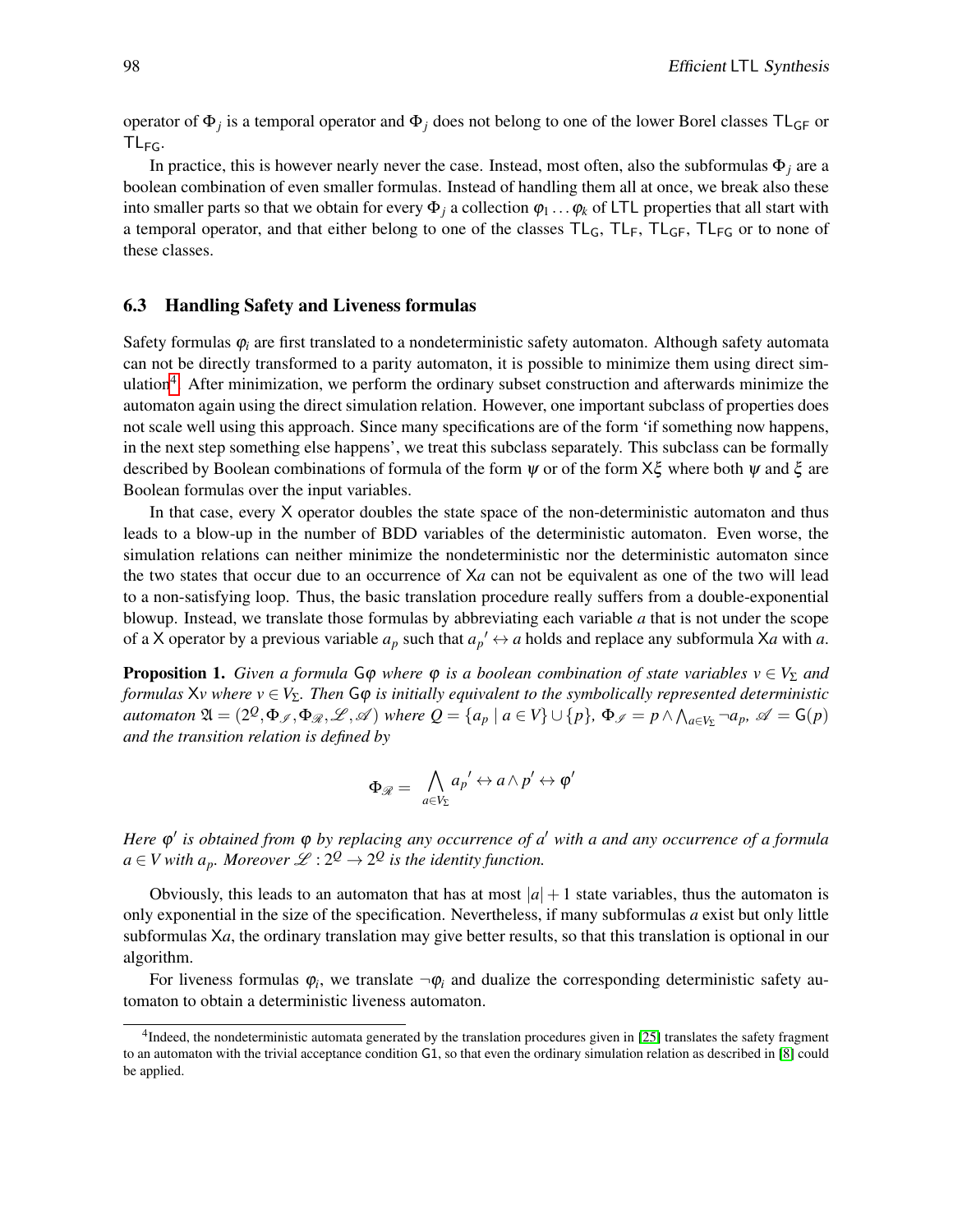operator of $\Phi_j$ is a temporal operator and $\Phi_j$ does not belong to one of the lower Borel classes $\mathsf{TL}_{\mathsf{GF}}$ or $\mathsf{TL}_{\mathsf{FG}}$.

In practice, this is however nearly never the case. Instead, most often, also the subformulas $\Phi_j$ are a boolean combination of even smaller formulas. Instead of handling them all at once, we break also these into smaller parts so that we obtain for every $\Phi_j$ a collection $\varphi_1 \dots \varphi_k$ of LTL properties that all start with a temporal operator, and that either belong to one of the classes $\mathsf{TL}_\mathsf{G}$, $\mathsf{TL}_\mathsf{F}$, $\mathsf{TL}_{\mathsf{GF}}$, $\mathsf{TL}_{\mathsf{FG}}$ or to none of these classes.

### 6.3 Handling Safety and Liveness formulas

Safety formulas $\varphi_i$ are first translated to a nondeterministic safety automaton. Although safety automata can not be directly transformed to a parity automaton, it is possible to minimize them using direct simulation[4]. After minimization, we perform the ordinary subset construction and afterwards minimize the automaton again using the direct simulation relation. However, one important subclass of properties does not scale well using this approach. Since many specifications are of the form 'if something now happens, in the next step something else happens', we treat this subclass separately. This subclass can be formally described by Boolean combinations of formula of the form $\psi$ or of the form $\mathsf{X}\xi$ where both $\psi$ and $\xi$ are Boolean formulas over the input variables.

In that case, every $\mathsf{X}$ operator doubles the state space of the non-deterministic automaton and thus leads to a blow-up in the number of BDD variables of the deterministic automaton. Even worse, the simulation relations can neither minimize the nondeterministic nor the deterministic automaton since the two states that occur due to an occurrence of $\mathsf{X}a$ can not be equivalent as one of the two will lead to a non-satisfying loop. Thus, the basic translation procedure really suffers from a double-exponential blowup. Instead, we translate those formulas by abbreviating each variable $a$ that is not under the scope of a $\mathsf{X}$ operator by a previous variable $a_p$ such that ${a_p}' \leftrightarrow a$ holds and replace any subformula $\mathsf{X}a$ with $a$.

**Proposition 1.** *Given a formula $\mathsf{G}\varphi$ where $\varphi$ is a boolean combination of state variables $v \in V_\Sigma$ and formulas $\mathsf{X}v$ where $v \in V_\Sigma$. Then $\mathsf{G}\varphi$ is initially equivalent to the symbolically represented deterministic automaton $\mathfrak{A} = (2^Q, \Phi_\mathscr{I}, \Phi_\mathscr{R}, \mathscr{L}, \mathscr{A})$ where $Q = \{a_p \mid a \in V\} \cup \{p\}$, $\Phi_\mathscr{I} = p \wedge \bigwedge_{a \in V_\Sigma} \neg a_p$, $\mathscr{A} = \mathsf{G}(p)$ and the transition relation is defined by*

$$\Phi_\mathscr{R} = \bigwedge_{a \in V_\Sigma} {a_p}' \leftrightarrow a \wedge p' \leftrightarrow \varphi'$$

*Here $\varphi'$ is obtained from $\varphi$ by replacing any occurrence of $a'$ with $a$ and any occurrence of a formula $a \in V$ with $a_p$. Moreover $\mathscr{L} : 2^Q \to 2^Q$ is the identity function.*

Obviously, this leads to an automaton that has at most $|a|+1$ state variables, thus the automaton is only exponential in the size of the specification. Nevertheless, if many subformulas $a$ exist but only little subformulas $\mathsf{X}a$, the ordinary translation may give better results, so that this translation is optional in our algorithm.

For liveness formulas $\varphi_i$, we translate $\neg\varphi_i$ and dualize the corresponding deterministic safety automaton to obtain a deterministic liveness automaton.

---

[4] Indeed, the nondeterministic automata generated by the translation procedures given in [25] translates the safety fragment to an automaton with the trivial acceptance condition $\mathsf{G}1$, so that even the ordinary simulation relation as described in [8] could be applied.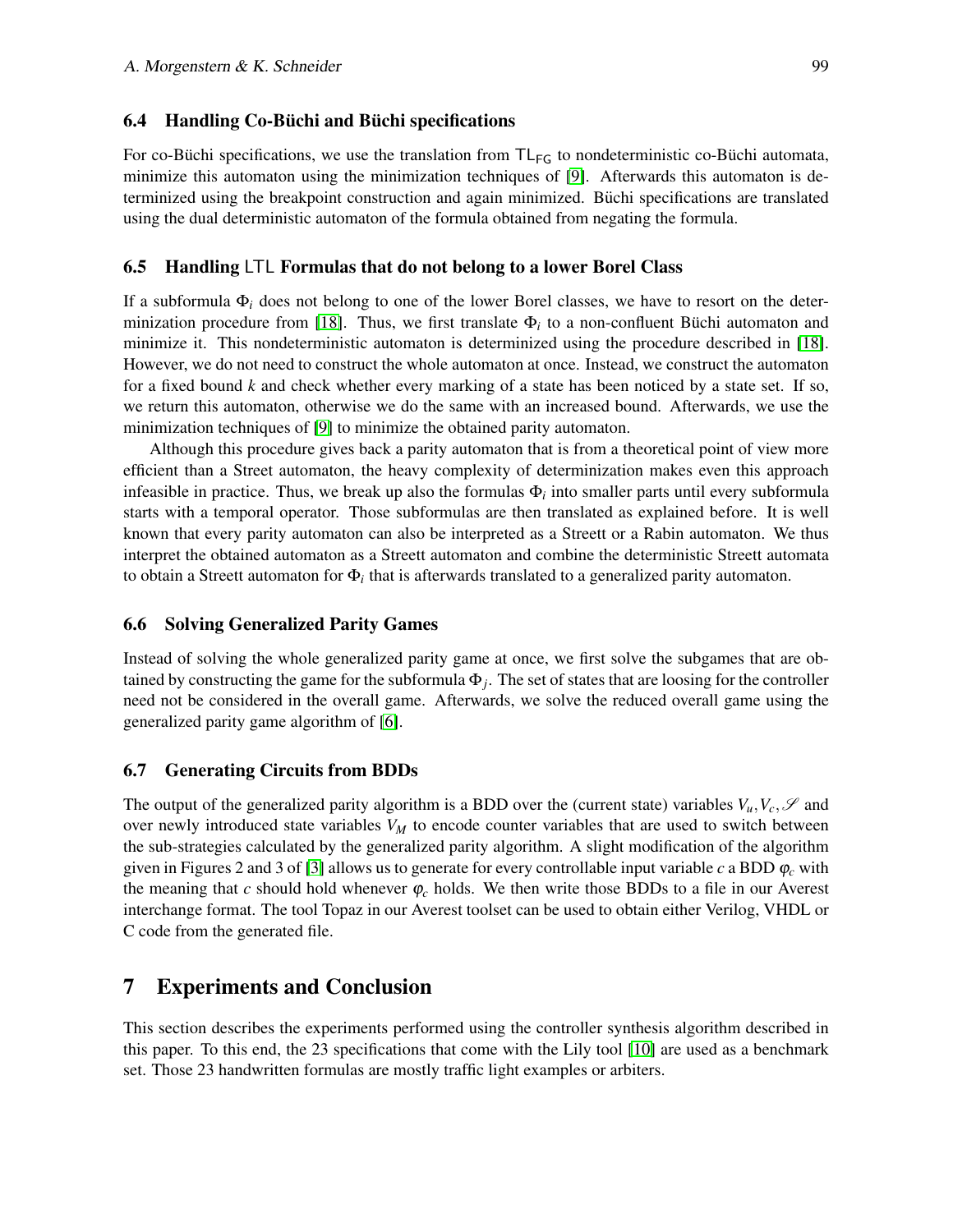### 6.4 Handling Co-Büchi and Büchi specifications

For co-Büchi specifications, we use the translation from $\mathsf{TL}_{\mathsf{FG}}$ to nondeterministic co-Büchi automata, minimize this automaton using the minimization techniques of [9]. Afterwards this automaton is determinized using the breakpoint construction and again minimized. Büchi specifications are translated using the dual deterministic automaton of the formula obtained from negating the formula.

### 6.5 Handling LTL Formulas that do not belong to a lower Borel Class

If a subformula $\Phi_i$ does not belong to one of the lower Borel classes, we have to resort on the determinization procedure from [18]. Thus, we first translate $\Phi_i$ to a non-confluent Büchi automaton and minimize it. This nondeterministic automaton is determinized using the procedure described in [18]. However, we do not need to construct the whole automaton at once. Instead, we construct the automaton for a fixed bound $k$ and check whether every marking of a state has been noticed by a state set. If so, we return this automaton, otherwise we do the same with an increased bound. Afterwards, we use the minimization techniques of [9] to minimize the obtained parity automaton.

Although this procedure gives back a parity automaton that is from a theoretical point of view more efficient than a Street automaton, the heavy complexity of determinization makes even this approach infeasible in practice. Thus, we break up also the formulas $\Phi_i$ into smaller parts until every subformula starts with a temporal operator. Those subformulas are then translated as explained before. It is well known that every parity automaton can also be interpreted as a Streett or a Rabin automaton. We thus interpret the obtained automaton as a Streett automaton and combine the deterministic Streett automata to obtain a Streett automaton for $\Phi_i$ that is afterwards translated to a generalized parity automaton.

### 6.6 Solving Generalized Parity Games

Instead of solving the whole generalized parity game at once, we first solve the subgames that are obtained by constructing the game for the subformula $\Phi_j$. The set of states that are loosing for the controller need not be considered in the overall game. Afterwards, we solve the reduced overall game using the generalized parity game algorithm of [6].

### 6.7 Generating Circuits from BDDs

The output of the generalized parity algorithm is a BDD over the (current state) variables $V_u, V_c, \mathscr{S}$ and over newly introduced state variables $V_M$ to encode counter variables that are used to switch between the sub-strategies calculated by the generalized parity algorithm. A slight modification of the algorithm given in Figures 2 and 3 of [3] allows us to generate for every controllable input variable $c$ a BDD $\varphi_c$ with the meaning that $c$ should hold whenever $\varphi_c$ holds. We then write those BDDs to a file in our Averest interchange format. The tool Topaz in our Averest toolset can be used to obtain either Verilog, VHDL or C code from the generated file.

## 7 Experiments and Conclusion

This section describes the experiments performed using the controller synthesis algorithm described in this paper. To this end, the 23 specifications that come with the Lily tool [10] are used as a benchmark set. Those 23 handwritten formulas are mostly traffic light examples or arbiters.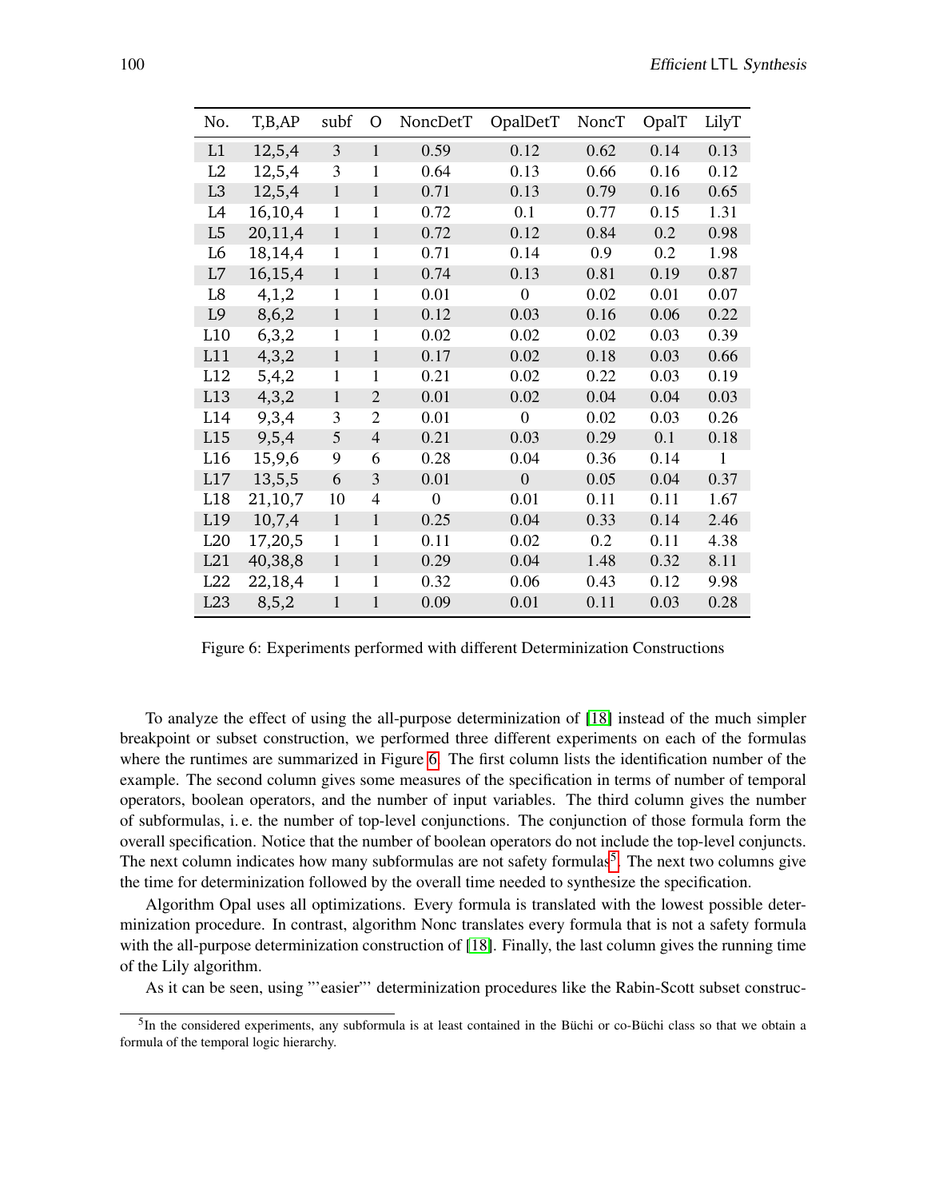| No. | T,B,AP | subf | O | NoncDetT | OpalDetT | NoncT | OpalT | LilyT |
|---|---|---|---|---|---|---|---|---|
| L1 | 12,5,4 | 3 | 1 | 0.59 | 0.12 | 0.62 | 0.14 | 0.13 |
| L2 | 12,5,4 | 3 | 1 | 0.64 | 0.13 | 0.66 | 0.16 | 0.12 |
| L3 | 12,5,4 | 1 | 1 | 0.71 | 0.13 | 0.79 | 0.16 | 0.65 |
| L4 | 16,10,4 | 1 | 1 | 0.72 | 0.1 | 0.77 | 0.15 | 1.31 |
| L5 | 20,11,4 | 1 | 1 | 0.72 | 0.12 | 0.84 | 0.2 | 0.98 |
| L6 | 18,14,4 | 1 | 1 | 0.71 | 0.14 | 0.9 | 0.2 | 1.98 |
| L7 | 16,15,4 | 1 | 1 | 0.74 | 0.13 | 0.81 | 0.19 | 0.87 |
| L8 | 4,1,2 | 1 | 1 | 0.01 | 0 | 0.02 | 0.01 | 0.07 |
| L9 | 8,6,2 | 1 | 1 | 0.12 | 0.03 | 0.16 | 0.06 | 0.22 |
| L10 | 6,3,2 | 1 | 1 | 0.02 | 0.02 | 0.02 | 0.03 | 0.39 |
| L11 | 4,3,2 | 1 | 1 | 0.17 | 0.02 | 0.18 | 0.03 | 0.66 |
| L12 | 5,4,2 | 1 | 1 | 0.21 | 0.02 | 0.22 | 0.03 | 0.19 |
| L13 | 4,3,2 | 1 | 2 | 0.01 | 0.02 | 0.04 | 0.04 | 0.03 |
| L14 | 9,3,4 | 3 | 2 | 0.01 | 0 | 0.02 | 0.03 | 0.26 |
| L15 | 9,5,4 | 5 | 4 | 0.21 | 0.03 | 0.29 | 0.1 | 0.18 |
| L16 | 15,9,6 | 9 | 6 | 0.28 | 0.04 | 0.36 | 0.14 | 1 |
| L17 | 13,5,5 | 6 | 3 | 0.01 | 0 | 0.05 | 0.04 | 0.37 |
| L18 | 21,10,7 | 10 | 4 | 0 | 0.01 | 0.11 | 0.11 | 1.67 |
| L19 | 10,7,4 | 1 | 1 | 0.25 | 0.04 | 0.33 | 0.14 | 2.46 |
| L20 | 17,20,5 | 1 | 1 | 0.11 | 0.02 | 0.2 | 0.11 | 4.38 |
| L21 | 40,38,8 | 1 | 1 | 0.29 | 0.04 | 1.48 | 0.32 | 8.11 |
| L22 | 22,18,4 | 1 | 1 | 0.32 | 0.06 | 0.43 | 0.12 | 9.98 |
| L23 | 8,5,2 | 1 | 1 | 0.09 | 0.01 | 0.11 | 0.03 | 0.28 |

Figure 6: Experiments performed with different Determinization Constructions

To analyze the effect of using the all-purpose determinization of [18] instead of the much simpler breakpoint or subset construction, we performed three different experiments on each of the formulas where the runtimes are summarized in Figure 6. The first column lists the identification number of the example. The second column gives some measures of the specification in terms of number of temporal operators, boolean operators, and the number of input variables. The third column gives the number of subformulas, i. e. the number of top-level conjunctions. The conjunction of those formula form the overall specification. Notice that the number of boolean operators do not include the top-level conjuncts. The next column indicates how many subformulas are not safety formulas[5]. The next two columns give the time for determinization followed by the overall time needed to synthesize the specification.

Algorithm Opal uses all optimizations. Every formula is translated with the lowest possible determinization procedure. In contrast, algorithm Nonc translates every formula that is not a safety formula with the all-purpose determinization construction of [18]. Finally, the last column gives the running time of the Lily algorithm.

As it can be seen, using "'easier"' determinization procedures like the Rabin-Scott subset construc-

[5] In the considered experiments, any subformula is at least contained in the Büchi or co-Büchi class so that we obtain a formula of the temporal logic hierarchy.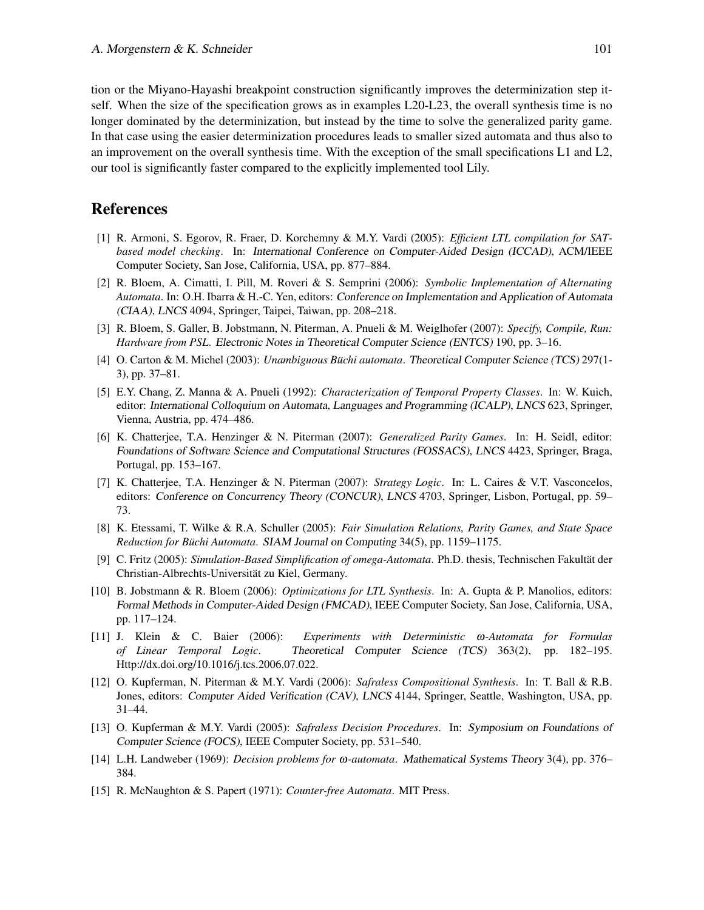tion or the Miyano-Hayashi breakpoint construction significantly improves the determinization step itself. When the size of the specification grows as in examples L20-L23, the overall synthesis time is no longer dominated by the determinization, but instead by the time to solve the generalized parity game. In that case using the easier determinization procedures leads to smaller sized automata and thus also to an improvement on the overall synthesis time. With the exception of the small specifications L1 and L2, our tool is significantly faster compared to the explicitly implemented tool Lily.

## References

[1] R. Armoni, S. Egorov, R. Fraer, D. Korchemny & M.Y. Vardi (2005): *Efficient LTL compilation for SAT-based model checking*. In: International Conference on Computer-Aided Design (ICCAD), ACM/IEEE Computer Society, San Jose, California, USA, pp. 877–884.

[2] R. Bloem, A. Cimatti, I. Pill, M. Roveri & S. Semprini (2006): *Symbolic Implementation of Alternating Automata*. In: O.H. Ibarra & H.-C. Yen, editors: Conference on Implementation and Application of Automata (CIAA), LNCS 4094, Springer, Taipei, Taiwan, pp. 208–218.

[3] R. Bloem, S. Galler, B. Jobstmann, N. Piterman, A. Pnueli & M. Weiglhofer (2007): *Specify, Compile, Run: Hardware from PSL*. Electronic Notes in Theoretical Computer Science (ENTCS) 190, pp. 3–16.

[4] O. Carton & M. Michel (2003): *Unambiguous Büchi automata*. Theoretical Computer Science (TCS) 297(1-3), pp. 37–81.

[5] E.Y. Chang, Z. Manna & A. Pnueli (1992): *Characterization of Temporal Property Classes*. In: W. Kuich, editor: International Colloquium on Automata, Languages and Programming (ICALP), LNCS 623, Springer, Vienna, Austria, pp. 474–486.

[6] K. Chatterjee, T.A. Henzinger & N. Piterman (2007): *Generalized Parity Games*. In: H. Seidl, editor: Foundations of Software Science and Computational Structures (FOSSACS), LNCS 4423, Springer, Braga, Portugal, pp. 153–167.

[7] K. Chatterjee, T.A. Henzinger & N. Piterman (2007): *Strategy Logic*. In: L. Caires & V.T. Vasconcelos, editors: Conference on Concurrency Theory (CONCUR), LNCS 4703, Springer, Lisbon, Portugal, pp. 59–73.

[8] K. Etessami, T. Wilke & R.A. Schuller (2005): *Fair Simulation Relations, Parity Games, and State Space Reduction for Büchi Automata*. SIAM Journal on Computing 34(5), pp. 1159–1175.

[9] C. Fritz (2005): *Simulation-Based Simplification of omega-Automata*. Ph.D. thesis, Technischen Fakultät der Christian-Albrechts-Universität zu Kiel, Germany.

[10] B. Jobstmann & R. Bloem (2006): *Optimizations for LTL Synthesis*. In: A. Gupta & P. Manolios, editors: Formal Methods in Computer-Aided Design (FMCAD), IEEE Computer Society, San Jose, California, USA, pp. 117–124.

[11] J. Klein & C. Baier (2006): *Experiments with Deterministic ω-Automata for Formulas of Linear Temporal Logic*. Theoretical Computer Science (TCS) 363(2), pp. 182–195. Http://dx.doi.org/10.1016/j.tcs.2006.07.022.

[12] O. Kupferman, N. Piterman & M.Y. Vardi (2006): *Safraless Compositional Synthesis*. In: T. Ball & R.B. Jones, editors: Computer Aided Verification (CAV), LNCS 4144, Springer, Seattle, Washington, USA, pp. 31–44.

[13] O. Kupferman & M.Y. Vardi (2005): *Safraless Decision Procedures*. In: Symposium on Foundations of Computer Science (FOCS), IEEE Computer Society, pp. 531–540.

[14] L.H. Landweber (1969): *Decision problems for ω-automata*. Mathematical Systems Theory 3(4), pp. 376–384.

[15] R. McNaughton & S. Papert (1971): *Counter-free Automata*. MIT Press.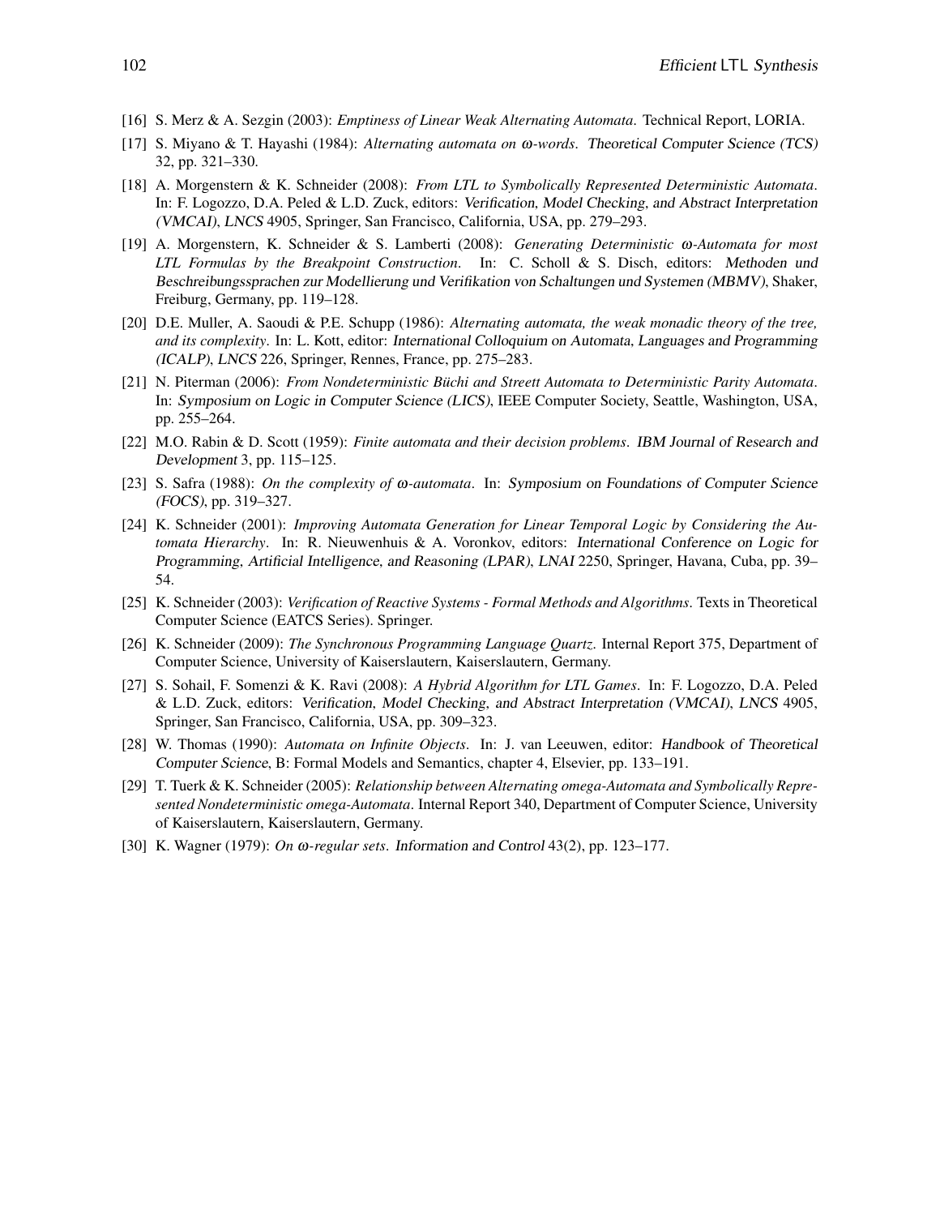[16] S. Merz & A. Sezgin (2003): *Emptiness of Linear Weak Alternating Automata*. Technical Report, LORIA.

[17] S. Miyano & T. Hayashi (1984): *Alternating automata on ω-words*. Theoretical Computer Science (TCS) 32, pp. 321–330.

[18] A. Morgenstern & K. Schneider (2008): *From LTL to Symbolically Represented Deterministic Automata*. In: F. Logozzo, D.A. Peled & L.D. Zuck, editors: Verification, Model Checking, and Abstract Interpretation (VMCAI), LNCS 4905, Springer, San Francisco, California, USA, pp. 279–293.

[19] A. Morgenstern, K. Schneider & S. Lamberti (2008): *Generating Deterministic ω-Automata for most LTL Formulas by the Breakpoint Construction*. In: C. Scholl & S. Disch, editors: Methoden und Beschreibungssprachen zur Modellierung und Verifikation von Schaltungen und Systemen (MBMV), Shaker, Freiburg, Germany, pp. 119–128.

[20] D.E. Muller, A. Saoudi & P.E. Schupp (1986): *Alternating automata, the weak monadic theory of the tree, and its complexity*. In: L. Kott, editor: International Colloquium on Automata, Languages and Programming (ICALP), LNCS 226, Springer, Rennes, France, pp. 275–283.

[21] N. Piterman (2006): *From Nondeterministic Büchi and Streett Automata to Deterministic Parity Automata*. In: Symposium on Logic in Computer Science (LICS), IEEE Computer Society, Seattle, Washington, USA, pp. 255–264.

[22] M.O. Rabin & D. Scott (1959): *Finite automata and their decision problems*. IBM Journal of Research and Development 3, pp. 115–125.

[23] S. Safra (1988): *On the complexity of ω-automata*. In: Symposium on Foundations of Computer Science (FOCS), pp. 319–327.

[24] K. Schneider (2001): *Improving Automata Generation for Linear Temporal Logic by Considering the Automata Hierarchy*. In: R. Nieuwenhuis & A. Voronkov, editors: International Conference on Logic for Programming, Artificial Intelligence, and Reasoning (LPAR), LNAI 2250, Springer, Havana, Cuba, pp. 39–54.

[25] K. Schneider (2003): *Verification of Reactive Systems - Formal Methods and Algorithms*. Texts in Theoretical Computer Science (EATCS Series). Springer.

[26] K. Schneider (2009): *The Synchronous Programming Language Quartz*. Internal Report 375, Department of Computer Science, University of Kaiserslautern, Kaiserslautern, Germany.

[27] S. Sohail, F. Somenzi & K. Ravi (2008): *A Hybrid Algorithm for LTL Games*. In: F. Logozzo, D.A. Peled & L.D. Zuck, editors: Verification, Model Checking, and Abstract Interpretation (VMCAI), LNCS 4905, Springer, San Francisco, California, USA, pp. 309–323.

[28] W. Thomas (1990): *Automata on Infinite Objects*. In: J. van Leeuwen, editor: Handbook of Theoretical Computer Science, B: Formal Models and Semantics, chapter 4, Elsevier, pp. 133–191.

[29] T. Tuerk & K. Schneider (2005): *Relationship between Alternating omega-Automata and Symbolically Represented Nondeterministic omega-Automata*. Internal Report 340, Department of Computer Science, University of Kaiserslautern, Kaiserslautern, Germany.

[30] K. Wagner (1979): *On ω-regular sets*. Information and Control 43(2), pp. 123–177.